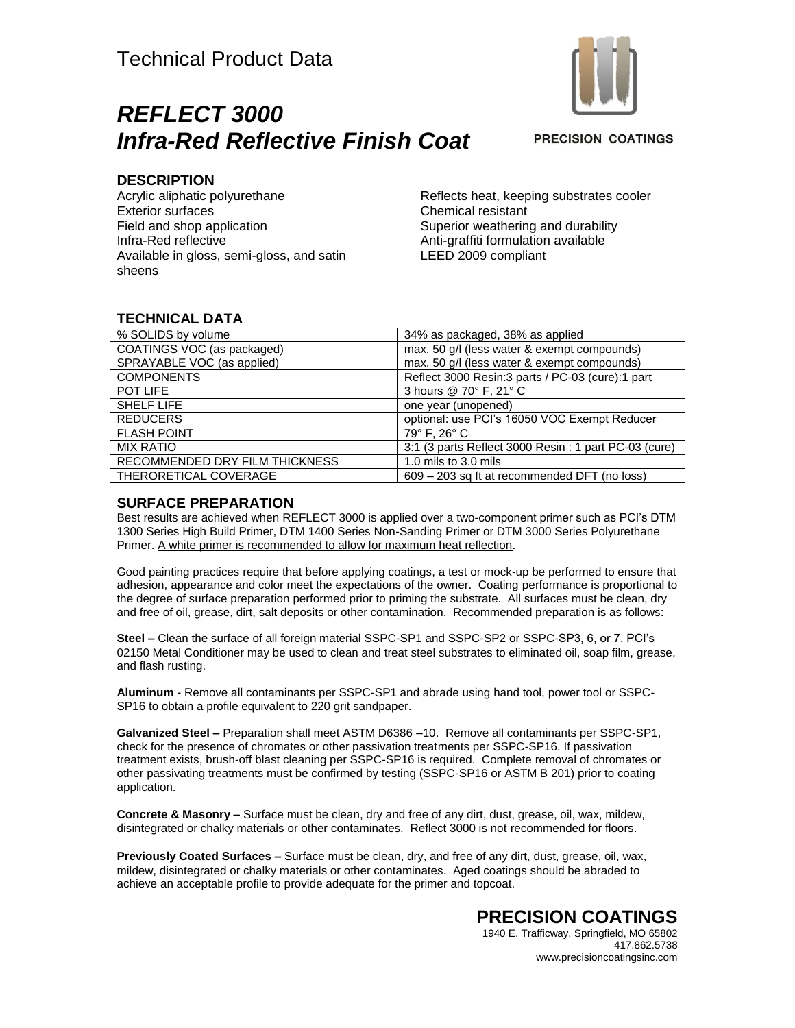Technical Product Data

# *REFLECT 3000*
# *Infra-Red Reflective Finish Coat*

PRECISION COATINGS

## DESCRIPTION

Acrylic aliphatic polyurethane
Exterior surfaces
Field and shop application
Infra-Red reflective
Available in gloss, semi-gloss, and satin sheens

Reflects heat, keeping substrates cooler
Chemical resistant
Superior weathering and durability
Anti-graffiti formulation available
LEED 2009 compliant

## TECHNICAL DATA

| | |
|---|---|
| % SOLIDS by volume | 34% as packaged, 38% as applied |
| COATINGS VOC (as packaged) | max. 50 g/l (less water & exempt compounds) |
| SPRAYABLE VOC (as applied) | max. 50 g/l (less water & exempt compounds) |
| COMPONENTS | Reflect 3000 Resin:3 parts / PC-03 (cure):1 part |
| POT LIFE | 3 hours @ 70° F, 21° C |
| SHELF LIFE | one year (unopened) |
| REDUCERS | optional: use PCI's 16050 VOC Exempt Reducer |
| FLASH POINT | 79° F, 26° C |
| MIX RATIO | 3:1 (3 parts Reflect 3000 Resin : 1 part PC-03 (cure) |
| RECOMMENDED DRY FILM THICKNESS | 1.0 mils to 3.0 mils |
| THERORETICAL COVERAGE | 609 – 203 sq ft at recommended DFT (no loss) |

## SURFACE PREPARATION

Best results are achieved when REFLECT 3000 is applied over a two-component primer such as PCI's DTM 1300 Series High Build Primer, DTM 1400 Series Non-Sanding Primer or DTM 3000 Series Polyurethane Primer. A white primer is recommended to allow for maximum heat reflection.

Good painting practices require that before applying coatings, a test or mock-up be performed to ensure that adhesion, appearance and color meet the expectations of the owner. Coating performance is proportional to the degree of surface preparation performed prior to priming the substrate. All surfaces must be clean, dry and free of oil, grease, dirt, salt deposits or other contamination. Recommended preparation is as follows:

**Steel –** Clean the surface of all foreign material SSPC-SP1 and SSPC-SP2 or SSPC-SP3, 6, or 7. PCI's 02150 Metal Conditioner may be used to clean and treat steel substrates to eliminated oil, soap film, grease, and flash rusting.

**Aluminum -** Remove all contaminants per SSPC-SP1 and abrade using hand tool, power tool or SSPC-SP16 to obtain a profile equivalent to 220 grit sandpaper.

**Galvanized Steel –** Preparation shall meet ASTM D6386 –10. Remove all contaminants per SSPC-SP1, check for the presence of chromates or other passivation treatments per SSPC-SP16. If passivation treatment exists, brush-off blast cleaning per SSPC-SP16 is required. Complete removal of chromates or other passivating treatments must be confirmed by testing (SSPC-SP16 or ASTM B 201) prior to coating application.

**Concrete & Masonry –** Surface must be clean, dry and free of any dirt, dust, grease, oil, wax, mildew, disintegrated or chalky materials or other contaminates. Reflect 3000 is not recommended for floors.

**Previously Coated Surfaces –** Surface must be clean, dry, and free of any dirt, dust, grease, oil, wax, mildew, disintegrated or chalky materials or other contaminates. Aged coatings should be abraded to achieve an acceptable profile to provide adequate for the primer and topcoat.

**PRECISION COATINGS**
1940 E. Trafficway, Springfield, MO 65802
417.862.5738
www.precisioncoatingsinc.com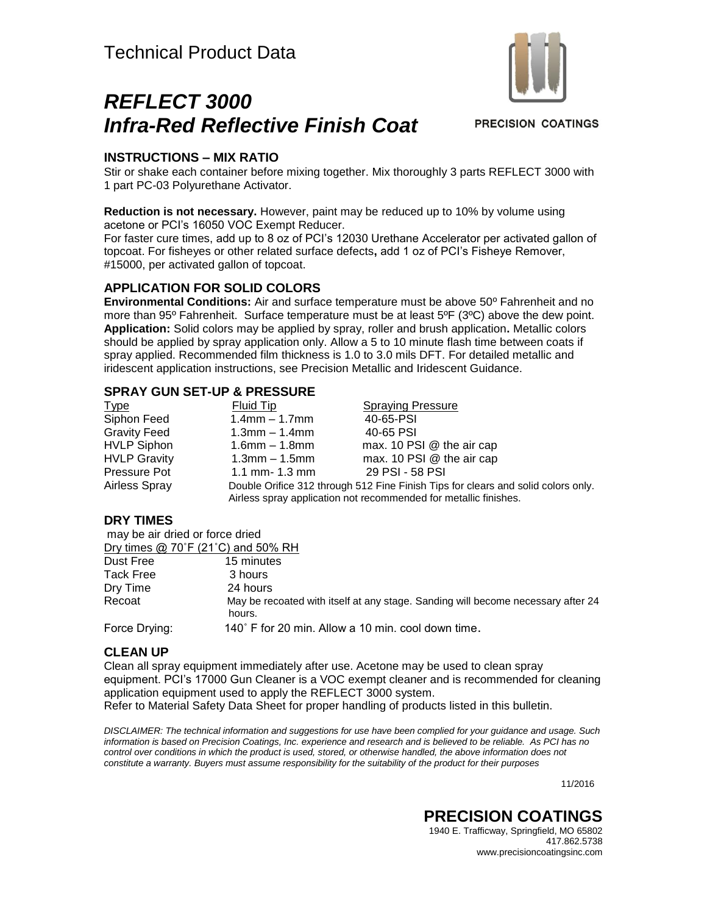# Technical Product Data

## *REFLECT 3000*
## *Infra-Red Reflective Finish Coat*

PRECISION COATINGS

### INSTRUCTIONS – MIX RATIO

Stir or shake each container before mixing together. Mix thoroughly 3 parts REFLECT 3000 with 1 part PC-03 Polyurethane Activator.

**Reduction is not necessary.** However, paint may be reduced up to 10% by volume using acetone or PCI's 16050 VOC Exempt Reducer.
For faster cure times, add up to 8 oz of PCI's 12030 Urethane Accelerator per activated gallon of topcoat. For fisheyes or other related surface defects**,** add 1 oz of PCI's Fisheye Remover, #15000, per activated gallon of topcoat.

### APPLICATION FOR SOLID COLORS

**Environmental Conditions:** Air and surface temperature must be above 50º Fahrenheit and no more than 95º Fahrenheit. Surface temperature must be at least 5ºF (3ºC) above the dew point.
**Application:** Solid colors may be applied by spray, roller and brush application**.** Metallic colors should be applied by spray application only. Allow a 5 to 10 minute flash time between coats if spray applied. Recommended film thickness is 1.0 to 3.0 mils DFT. For detailed metallic and iridescent application instructions, see Precision Metallic and Iridescent Guidance.

### SPRAY GUN SET-UP & PRESSURE

| Type | Fluid Tip | Spraying Pressure |
|---|---|---|
| Siphon Feed | 1.4mm – 1.7mm | 40-65-PSI |
| Gravity Feed | 1.3mm – 1.4mm | 40-65 PSI |
| HVLP Siphon | 1.6mm – 1.8mm | max. 10 PSI @ the air cap |
| HVLP Gravity | 1.3mm – 1.5mm | max. 10 PSI @ the air cap |
| Pressure Pot | 1.1 mm- 1.3 mm | 29 PSI - 58 PSI |
| Airless Spray | Double Orifice 312 through 512 Fine Finish Tips for clears and solid colors only. Airless spray application not recommended for metallic finishes. | |

### DRY TIMES

may be air dried or force dried

Dry times @ 70˚F (21˚C) and 50% RH

| | |
|---|---|
| Dust Free | 15 minutes |
| Tack Free | 3 hours |
| Dry Time | 24 hours |
| Recoat | May be recoated with itself at any stage. Sanding will become necessary after 24 hours. |
| Force Drying: | 140˚ F for 20 min. Allow a 10 min. cool down time. |

### CLEAN UP

Clean all spray equipment immediately after use. Acetone may be used to clean spray equipment. PCI's 17000 Gun Cleaner is a VOC exempt cleaner and is recommended for cleaning application equipment used to apply the REFLECT 3000 system.
Refer to Material Safety Data Sheet for proper handling of products listed in this bulletin.

*DISCLAIMER: The technical information and suggestions for use have been complied for your guidance and usage. Such information is based on Precision Coatings, Inc. experience and research and is believed to be reliable. As PCI has no control over conditions in which the product is used, stored, or otherwise handled, the above information does not constitute a warranty. Buyers must assume responsibility for the suitability of the product for their purposes*

11/2016

**PRECISION COATINGS**
1940 E. Trafficway, Springfield, MO 65802
417.862.5738
www.precisioncoatingsinc.com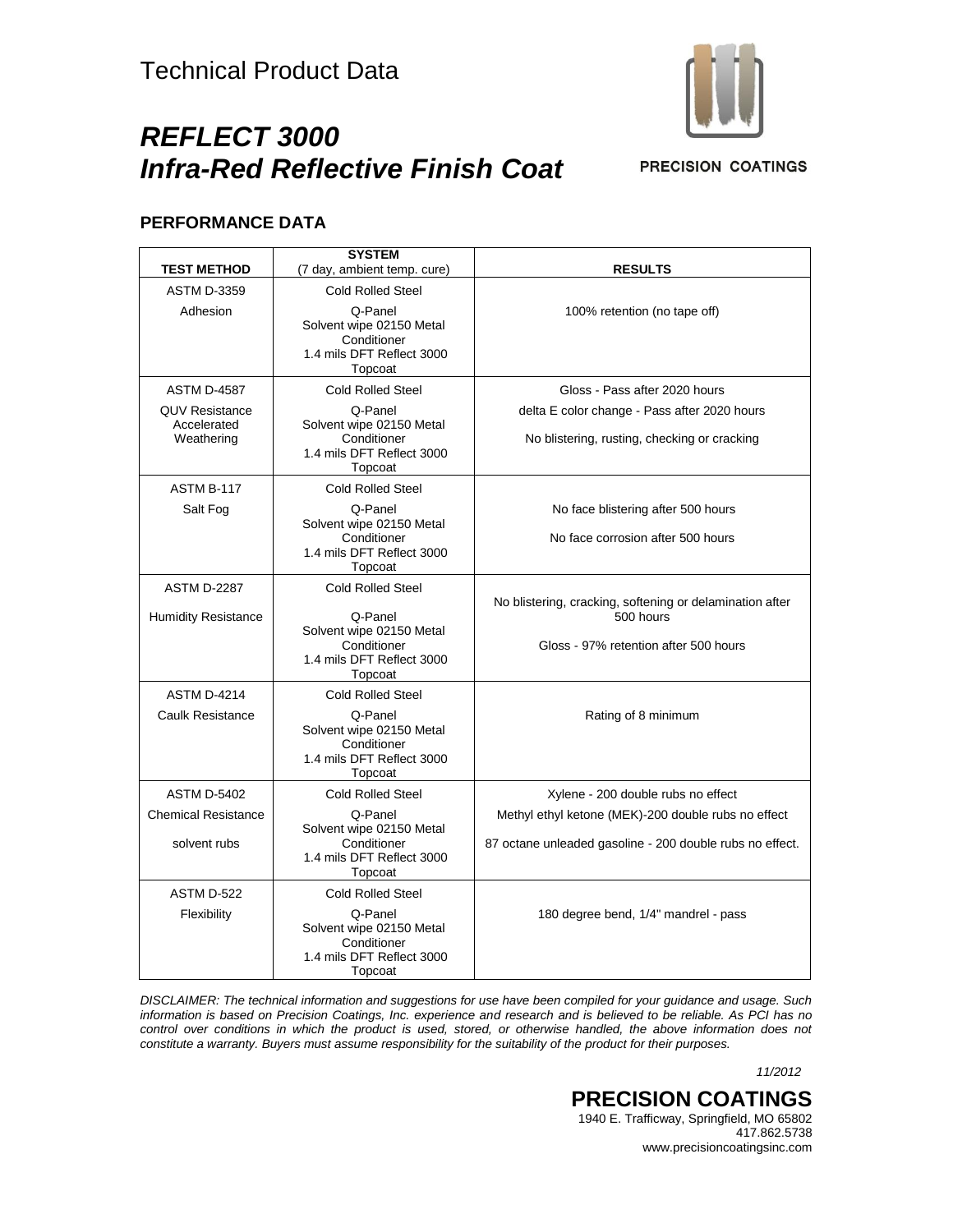# Technical Product Data

## *REFLECT 3000*
## *Infra-Red Reflective Finish Coat*

PRECISION COATINGS

### PERFORMANCE DATA

| TEST METHOD | SYSTEM (7 day, ambient temp. cure) | RESULTS |
|---|---|---|
| ASTM D-3359 Adhesion | Cold Rolled Steel Q-Panel Solvent wipe 02150 Metal Conditioner 1.4 mils DFT Reflect 3000 Topcoat | 100% retention (no tape off) |
| ASTM D-4587 QUV Resistance Accelerated Weathering | Cold Rolled Steel Q-Panel Solvent wipe 02150 Metal Conditioner 1.4 mils DFT Reflect 3000 Topcoat | Gloss - Pass after 2020 hours<br>delta E color change - Pass after 2020 hours<br>No blistering, rusting, checking or cracking |
| ASTM B-117 Salt Fog | Cold Rolled Steel Q-Panel Solvent wipe 02150 Metal Conditioner 1.4 mils DFT Reflect 3000 Topcoat | No face blistering after 500 hours<br>No face corrosion after 500 hours |
| ASTM D-2287 Humidity Resistance | Cold Rolled Steel Q-Panel Solvent wipe 02150 Metal Conditioner 1.4 mils DFT Reflect 3000 Topcoat | No blistering, cracking, softening or delamination after 500 hours<br>Gloss - 97% retention after 500 hours |
| ASTM D-4214 Caulk Resistance | Cold Rolled Steel Q-Panel Solvent wipe 02150 Metal Conditioner 1.4 mils DFT Reflect 3000 Topcoat | Rating of 8 minimum |
| ASTM D-5402 Chemical Resistance solvent rubs | Cold Rolled Steel Q-Panel Solvent wipe 02150 Metal Conditioner 1.4 mils DFT Reflect 3000 Topcoat | Xylene - 200 double rubs no effect<br>Methyl ethyl ketone (MEK)-200 double rubs no effect<br>87 octane unleaded gasoline - 200 double rubs no effect. |
| ASTM D-522 Flexibility | Cold Rolled Steel Q-Panel Solvent wipe 02150 Metal Conditioner 1.4 mils DFT Reflect 3000 Topcoat | 180 degree bend, 1/4" mandrel - pass |

*DISCLAIMER: The technical information and suggestions for use have been compiled for your guidance and usage. Such information is based on Precision Coatings, Inc. experience and research and is believed to be reliable. As PCI has no control over conditions in which the product is used, stored, or otherwise handled, the above information does not constitute a warranty. Buyers must assume responsibility for the suitability of the product for their purposes.*

*11/2012*

**PRECISION COATINGS**
1940 E. Trafficway, Springfield, MO 65802
417.862.5738
www.precisioncoatingsinc.com